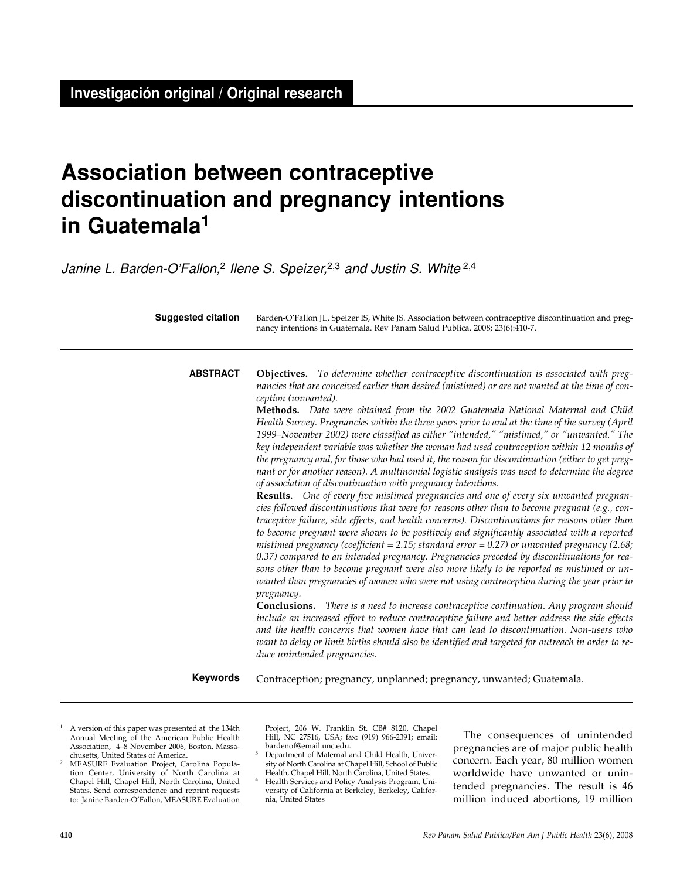**Investigación original / Original research**

# Association between contraceptive discontinuation and pregnancy intentions in Guatemala[1]

*Janine L. Barden-O'Fallon,[2] Ilene S. Speizer,[2,3] and Justin S. White[2,4]*

**Suggested citation** Barden-O'Fallon JL, Speizer IS, White JS. Association between contraceptive discontinuation and pregnancy intentions in Guatemala. Rev Panam Salud Publica. 2008; 23(6):410-7.

**ABSTRACT**

**Objectives.** *To determine whether contraceptive discontinuation is associated with pregnancies that are conceived earlier than desired (mistimed) or are not wanted at the time of conception (unwanted).*

**Methods.** *Data were obtained from the 2002 Guatemala National Maternal and Child Health Survey. Pregnancies within the three years prior to and at the time of the survey (April 1999–November 2002) were classified as either "intended," "mistimed," or "unwanted." The key independent variable was whether the woman had used contraception within 12 months of the pregnancy and, for those who had used it, the reason for discontinuation (either to get pregnant or for another reason). A multinomial logistic analysis was used to determine the degree of association of discontinuation with pregnancy intentions.*

**Results.** *One of every five mistimed pregnancies and one of every six unwanted pregnancies followed discontinuations that were for reasons other than to become pregnant (e.g., contraceptive failure, side effects, and health concerns). Discontinuations for reasons other than to become pregnant were shown to be positively and significantly associated with a reported mistimed pregnancy (coefficient = 2.15; standard error = 0.27) or unwanted pregnancy (2.68; 0.37) compared to an intended pregnancy. Pregnancies preceded by discontinuations for reasons other than to become pregnant were also more likely to be reported as mistimed or unwanted than pregnancies of women who were not using contraception during the year prior to pregnancy.*

**Conclusions.** *There is a need to increase contraceptive continuation. Any program should include an increased effort to reduce contraceptive failure and better address the side effects and the health concerns that women have that can lead to discontinuation. Non-users who want to delay or limit births should also be identified and targeted for outreach in order to reduce unintended pregnancies.*

**Keywords** Contraception; pregnancy, unplanned; pregnancy, unwanted; Guatemala.

---

The consequences of unintended pregnancies are of major public health concern. Each year, 80 million women worldwide have unwanted or unintended pregnancies. The result is 46 million induced abortions, 19 million

---

[1] A version of this paper was presented at the 134th Annual Meeting of the American Public Health Association, 4–8 November 2006, Boston, Massachusetts, United States of America.

[2] MEASURE Evaluation Project, Carolina Population Center, University of North Carolina at Chapel Hill, Chapel Hill, North Carolina, United States. Send correspondence and reprint requests to: Janine Barden-O'Fallon, MEASURE Evaluation Project, 206 W. Franklin St. CB# 8120, Chapel Hill, NC 27516, USA; fax: (919) 966-2391; email: bardenof@email.unc.edu.

[3] Department of Maternal and Child Health, University of North Carolina at Chapel Hill, School of Public Health, Chapel Hill, North Carolina, United States.

[4] Health Services and Policy Analysis Program, University of California at Berkeley, Berkeley, California, United States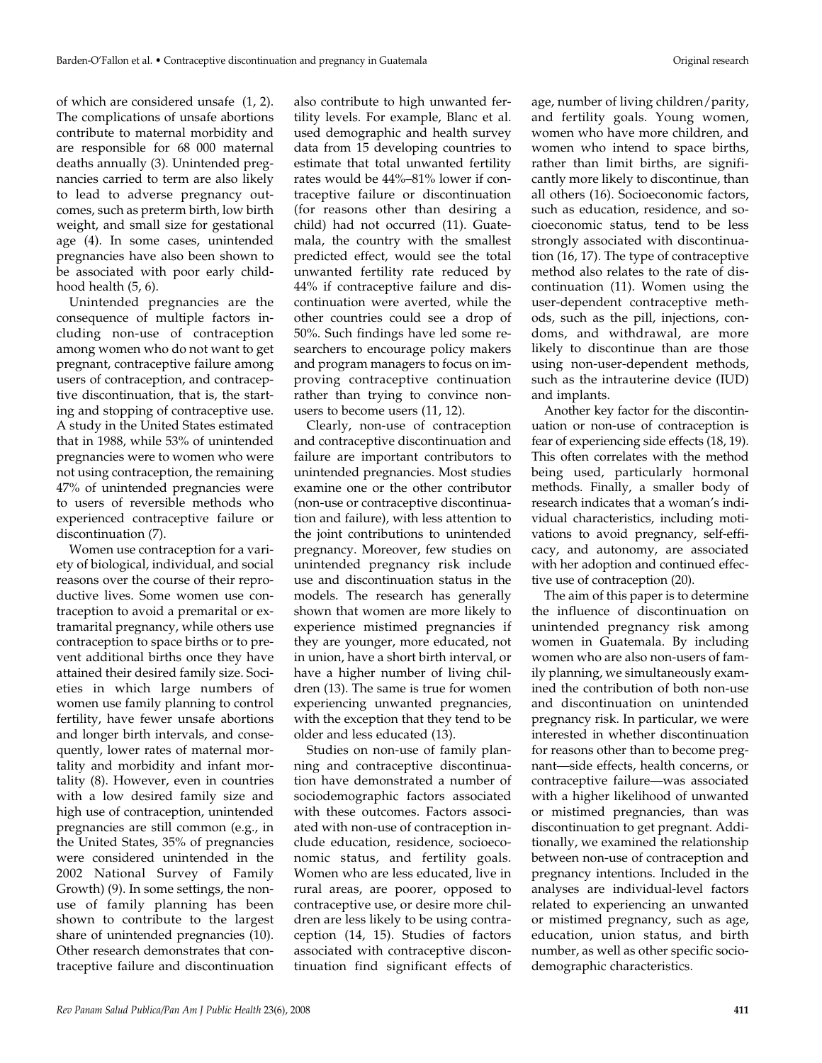of which are considered unsafe (1, 2). The complications of unsafe abortions contribute to maternal morbidity and are responsible for 68 000 maternal deaths annually (3). Unintended pregnancies carried to term are also likely to lead to adverse pregnancy outcomes, such as preterm birth, low birth weight, and small size for gestational age (4). In some cases, unintended pregnancies have also been shown to be associated with poor early childhood health (5, 6).

Unintended pregnancies are the consequence of multiple factors including non-use of contraception among women who do not want to get pregnant, contraceptive failure among users of contraception, and contraceptive discontinuation, that is, the starting and stopping of contraceptive use. A study in the United States estimated that in 1988, while 53% of unintended pregnancies were to women who were not using contraception, the remaining 47% of unintended pregnancies were to users of reversible methods who experienced contraceptive failure or discontinuation (7).

Women use contraception for a variety of biological, individual, and social reasons over the course of their reproductive lives. Some women use contraception to avoid a premarital or extramarital pregnancy, while others use contraception to space births or to prevent additional births once they have attained their desired family size. Societies in which large numbers of women use family planning to control fertility, have fewer unsafe abortions and longer birth intervals, and consequently, lower rates of maternal mortality and morbidity and infant mortality (8). However, even in countries with a low desired family size and high use of contraception, unintended pregnancies are still common (e.g., in the United States, 35% of pregnancies were considered unintended in the 2002 National Survey of Family Growth) (9). In some settings, the non-use of family planning has been shown to contribute to the largest share of unintended pregnancies (10). Other research demonstrates that contraceptive failure and discontinuation also contribute to high unwanted fertility levels. For example, Blanc et al. used demographic and health survey data from 15 developing countries to estimate that total unwanted fertility rates would be 44%–81% lower if contraceptive failure or discontinuation (for reasons other than desiring a child) had not occurred (11). Guatemala, the country with the smallest predicted effect, would see the total unwanted fertility rate reduced by 44% if contraceptive failure and discontinuation were averted, while the other countries could see a drop of 50%. Such findings have led some researchers to encourage policy makers and program managers to focus on improving contraceptive continuation rather than trying to convince non-users to become users (11, 12).

Clearly, non-use of contraception and contraceptive discontinuation and failure are important contributors to unintended pregnancies. Most studies examine one or the other contributor (non-use or contraceptive discontinuation and failure), with less attention to the joint contributions to unintended pregnancy. Moreover, few studies on unintended pregnancy risk include use and discontinuation status in the models. The research has generally shown that women are more likely to experience mistimed pregnancies if they are younger, more educated, not in union, have a short birth interval, or have a higher number of living children (13). The same is true for women experiencing unwanted pregnancies, with the exception that they tend to be older and less educated (13).

Studies on non-use of family planning and contraceptive discontinuation have demonstrated a number of sociodemographic factors associated with these outcomes. Factors associated with non-use of contraception include education, residence, socioeconomic status, and fertility goals. Women who are less educated, live in rural areas, are poorer, opposed to contraceptive use, or desire more children are less likely to be using contraception (14, 15). Studies of factors associated with contraceptive discontinuation find significant effects of age, number of living children/parity, and fertility goals. Young women, women who have more children, and women who intend to space births, rather than limit births, are significantly more likely to discontinue, than all others (16). Socioeconomic factors, such as education, residence, and socioeconomic status, tend to be less strongly associated with discontinuation (16, 17). The type of contraceptive method also relates to the rate of discontinuation (11). Women using the user-dependent contraceptive methods, such as the pill, injections, condoms, and withdrawal, are more likely to discontinue than are those using non-user-dependent methods, such as the intrauterine device (IUD) and implants.

Another key factor for the discontinuation or non-use of contraception is fear of experiencing side effects (18, 19). This often correlates with the method being used, particularly hormonal methods. Finally, a smaller body of research indicates that a woman's individual characteristics, including motivations to avoid pregnancy, self-efficacy, and autonomy, are associated with her adoption and continued effective use of contraception (20).

The aim of this paper is to determine the influence of discontinuation on unintended pregnancy risk among women in Guatemala. By including women who are also non-users of family planning, we simultaneously examined the contribution of both non-use and discontinuation on unintended pregnancy risk. In particular, we were interested in whether discontinuation for reasons other than to become pregnant—side effects, health concerns, or contraceptive failure—was associated with a higher likelihood of unwanted or mistimed pregnancies, than was discontinuation to get pregnant. Additionally, we examined the relationship between non-use of contraception and pregnancy intentions. Included in the analyses are individual-level factors related to experiencing an unwanted or mistimed pregnancy, such as age, education, union status, and birth number, as well as other specific sociodemographic characteristics.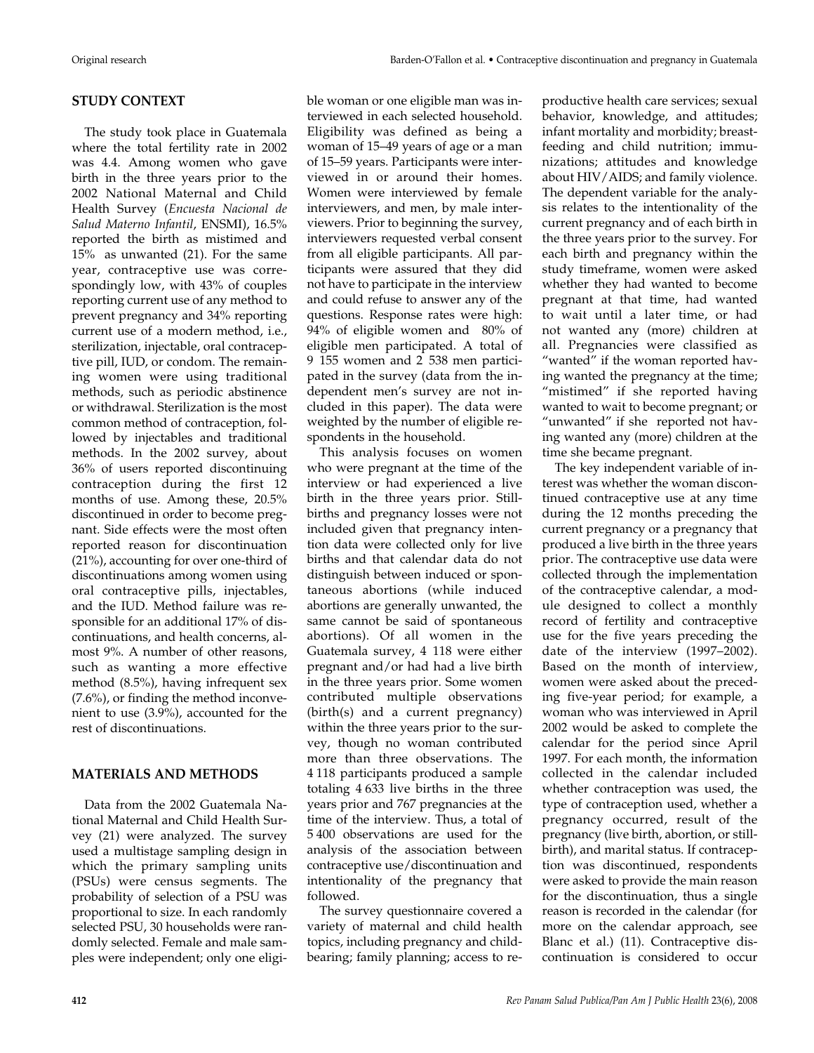## STUDY CONTEXT

The study took place in Guatemala where the total fertility rate in 2002 was 4.4. Among women who gave birth in the three years prior to the 2002 National Maternal and Child Health Survey (*Encuesta Nacional de Salud Materno Infantil*, ENSMI), 16.5% reported the birth as mistimed and 15% as unwanted (21). For the same year, contraceptive use was correspondingly low, with 43% of couples reporting current use of any method to prevent pregnancy and 34% reporting current use of a modern method, i.e., sterilization, injectable, oral contraceptive pill, IUD, or condom. The remaining women were using traditional methods, such as periodic abstinence or withdrawal. Sterilization is the most common method of contraception, followed by injectables and traditional methods. In the 2002 survey, about 36% of users reported discontinuing contraception during the first 12 months of use. Among these, 20.5% discontinued in order to become pregnant. Side effects were the most often reported reason for discontinuation (21%), accounting for over one-third of discontinuations among women using oral contraceptive pills, injectables, and the IUD. Method failure was responsible for an additional 17% of discontinuations, and health concerns, almost 9%. A number of other reasons, such as wanting a more effective method (8.5%), having infrequent sex (7.6%), or finding the method inconvenient to use (3.9%), accounted for the rest of discontinuations.

## MATERIALS AND METHODS

Data from the 2002 Guatemala National Maternal and Child Health Survey (21) were analyzed. The survey used a multistage sampling design in which the primary sampling units (PSUs) were census segments. The probability of selection of a PSU was proportional to size. In each randomly selected PSU, 30 households were randomly selected. Female and male samples were independent; only one eligible woman or one eligible man was interviewed in each selected household. Eligibility was defined as being a woman of 15–49 years of age or a man of 15–59 years. Participants were interviewed in or around their homes. Women were interviewed by female interviewers, and men, by male interviewers. Prior to beginning the survey, interviewers requested verbal consent from all eligible participants. All participants were assured that they did not have to participate in the interview and could refuse to answer any of the questions. Response rates were high: 94% of eligible women and 80% of eligible men participated. A total of 9 155 women and 2 538 men participated in the survey (data from the independent men's survey are not included in this paper). The data were weighted by the number of eligible respondents in the household.

This analysis focuses on women who were pregnant at the time of the interview or had experienced a live birth in the three years prior. Stillbirths and pregnancy losses were not included given that pregnancy intention data were collected only for live births and that calendar data do not distinguish between induced or spontaneous abortions (while induced abortions are generally unwanted, the same cannot be said of spontaneous abortions). Of all women in the Guatemala survey, 4 118 were either pregnant and/or had had a live birth in the three years prior. Some women contributed multiple observations (birth(s) and a current pregnancy) within the three years prior to the survey, though no woman contributed more than three observations. The 4 118 participants produced a sample totaling 4 633 live births in the three years prior and 767 pregnancies at the time of the interview. Thus, a total of 5 400 observations are used for the analysis of the association between contraceptive use/discontinuation and intentionality of the pregnancy that followed.

The survey questionnaire covered a variety of maternal and child health topics, including pregnancy and childbearing; family planning; access to reproductive health care services; sexual behavior, knowledge, and attitudes; infant mortality and morbidity; breastfeeding and child nutrition; immunizations; attitudes and knowledge about HIV/AIDS; and family violence. The dependent variable for the analysis relates to the intentionality of the current pregnancy and of each birth in the three years prior to the survey. For each birth and pregnancy within the study timeframe, women were asked whether they had wanted to become pregnant at that time, had wanted to wait until a later time, or had not wanted any (more) children at all. Pregnancies were classified as "wanted" if the woman reported having wanted the pregnancy at the time; "mistimed" if she reported having wanted to wait to become pregnant; or "unwanted" if she reported not having wanted any (more) children at the time she became pregnant.

The key independent variable of interest was whether the woman discontinued contraceptive use at any time during the 12 months preceding the current pregnancy or a pregnancy that produced a live birth in the three years prior. The contraceptive use data were collected through the implementation of the contraceptive calendar, a module designed to collect a monthly record of fertility and contraceptive use for the five years preceding the date of the interview (1997–2002). Based on the month of interview, women were asked about the preceding five-year period; for example, a woman who was interviewed in April 2002 would be asked to complete the calendar for the period since April 1997. For each month, the information collected in the calendar included whether contraception was used, the type of contraception used, whether a pregnancy occurred, result of the pregnancy (live birth, abortion, or stillbirth), and marital status. If contraception was discontinued, respondents were asked to provide the main reason for the discontinuation, thus a single reason is recorded in the calendar (for more on the calendar approach, see Blanc et al.) (11). Contraceptive discontinuation is considered to occur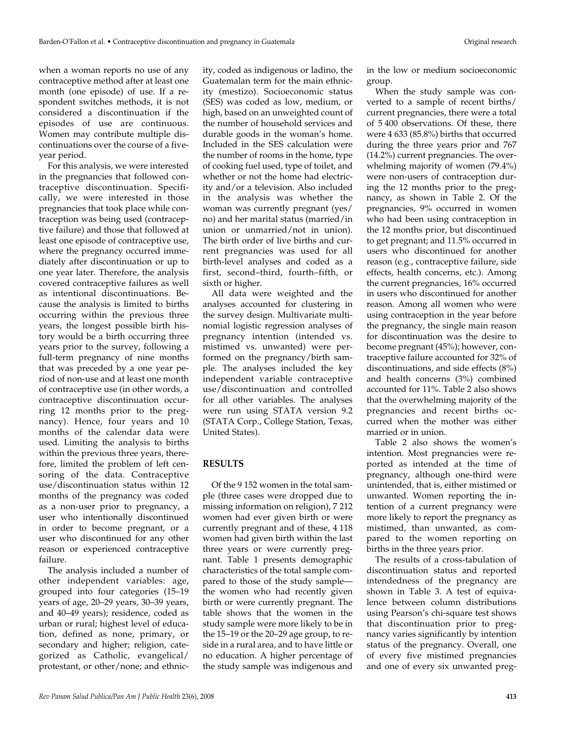when a woman reports no use of any contraceptive method after at least one month (one episode) of use. If a respondent switches methods, it is not considered a discontinuation if the episodes of use are continuous. Women may contribute multiple discontinuations over the course of a five-year period.

For this analysis, we were interested in the pregnancies that followed contraceptive discontinuation. Specifically, we were interested in those pregnancies that took place while contraception was being used (contraceptive failure) and those that followed at least one episode of contraceptive use, where the pregnancy occurred immediately after discontinuation or up to one year later. Therefore, the analysis covered contraceptive failures as well as intentional discontinuations. Because the analysis is limited to births occurring within the previous three years, the longest possible birth history would be a birth occurring three years prior to the survey, following a full-term pregnancy of nine months that was preceded by a one year period of non-use and at least one month of contraceptive use (in other words, a contraceptive discontinuation occurring 12 months prior to the pregnancy). Hence, four years and 10 months of the calendar data were used. Limiting the analysis to births within the previous three years, therefore, limited the problem of left censoring of the data. Contraceptive use/discontinuation status within 12 months of the pregnancy was coded as a non-user prior to pregnancy, a user who intentionally discontinued in order to become pregnant, or a user who discontinued for any other reason or experienced contraceptive failure.

The analysis included a number of other independent variables: age, grouped into four categories (15–19 years of age, 20–29 years, 30–39 years, and 40–49 years); residence, coded as urban or rural; highest level of education, defined as none, primary, or secondary and higher; religion, categorized as Catholic, evangelical/protestant, or other/none; and ethnicity, coded as indigenous or ladino, the Guatemalan term for the main ethnicity (mestizo). Socioeconomic status (SES) was coded as low, medium, or high, based on an unweighted count of the number of household services and durable goods in the woman's home. Included in the SES calculation were the number of rooms in the home, type of cooking fuel used, type of toilet, and whether or not the home had electricity and/or a television. Also included in the analysis was whether the woman was currently pregnant (yes/no) and her marital status (married/in union or unmarried/not in union). The birth order of live births and current pregnancies was used for all birth-level analyses and coded as a first, second–third, fourth–fifth, or sixth or higher.

All data were weighted and the analyses accounted for clustering in the survey design. Multivariate multinomial logistic regression analyses of pregnancy intention (intended vs. mistimed vs. unwanted) were performed on the pregnancy/birth sample. The analyses included the key independent variable contraceptive use/discontinuation and controlled for all other variables. The analyses were run using STATA version 9.2 (STATA Corp., College Station, Texas, United States).

## RESULTS

Of the 9 152 women in the total sample (three cases were dropped due to missing information on religion), 7 212 women had ever given birth or were currently pregnant and of these, 4 118 women had given birth within the last three years or were currently pregnant. Table 1 presents demographic characteristics of the total sample compared to those of the study sample—the women who had recently given birth or were currently pregnant. The table shows that the women in the study sample were more likely to be in the 15–19 or the 20–29 age group, to reside in a rural area, and to have little or no education. A higher percentage of the study sample was indigenous and in the low or medium socioeconomic group.

When the study sample was converted to a sample of recent births/current pregnancies, there were a total of 5 400 observations. Of these, there were 4 633 (85.8%) births that occurred during the three years prior and 767 (14.2%) current pregnancies. The overwhelming majority of women (79.4%) were non-users of contraception during the 12 months prior to the pregnancy, as shown in Table 2. Of the pregnancies, 9% occurred in women who had been using contraception in the 12 months prior, but discontinued to get pregnant; and 11.5% occurred in users who discontinued for another reason (e.g., contraceptive failure, side effects, health concerns, etc.). Among the current pregnancies, 16% occurred in users who discontinued for another reason. Among all women who were using contraception in the year before the pregnancy, the single main reason for discontinuation was the desire to become pregnant (45%); however, contraceptive failure accounted for 32% of discontinuations, and side effects (8%) and health concerns (3%) combined accounted for 11%. Table 2 also shows that the overwhelming majority of the pregnancies and recent births occurred when the mother was either married or in union.

Table 2 also shows the women's intention. Most pregnancies were reported as intended at the time of pregnancy, although one-third were unintended, that is, either mistimed or unwanted. Women reporting the intention of a current pregnancy were more likely to report the pregnancy as mistimed, than unwanted, as compared to the women reporting on births in the three years prior.

The results of a cross-tabulation of discontinuation status and reported intendedness of the pregnancy are shown in Table 3. A test of equivalence between column distributions using Pearson's chi-square test shows that discontinuation prior to pregnancy varies significantly by intention status of the pregnancy. Overall, one of every five mistimed pregnancies and one of every six unwanted preg-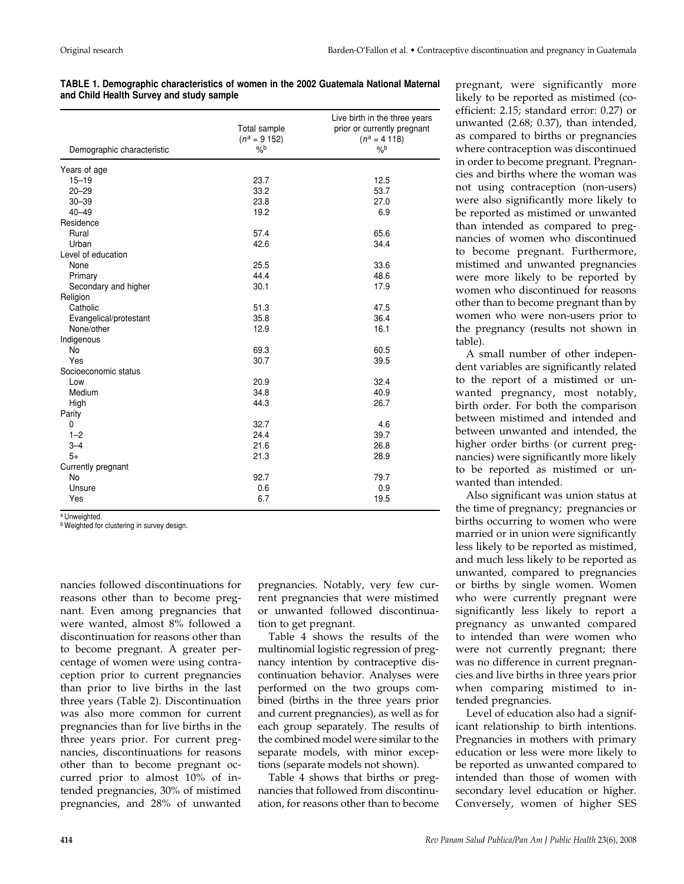**TABLE 1. Demographic characteristics of women in the 2002 Guatemala National Maternal and Child Health Survey and study sample**

| Demographic characteristic | Total sample ($n^a$ = 9 152) %[b] | Live birth in the three years prior or currently pregnant ($n^a$ = 4 118) %[b] |
|---|---|---|
| Years of age | | |
| 15–19 | 23.7 | 12.5 |
| 20–29 | 33.2 | 53.7 |
| 30–39 | 23.8 | 27.0 |
| 40–49 | 19.2 | 6.9 |
| Residence | | |
| Rural | 57.4 | 65.6 |
| Urban | 42.6 | 34.4 |
| Level of education | | |
| None | 25.5 | 33.6 |
| Primary | 44.4 | 48.6 |
| Secondary and higher | 30.1 | 17.9 |
| Religion | | |
| Catholic | 51.3 | 47.5 |
| Evangelical/protestant | 35.8 | 36.4 |
| None/other | 12.9 | 16.1 |
| Indigenous | | |
| No | 69.3 | 60.5 |
| Yes | 30.7 | 39.5 |
| Socioeconomic status | | |
| Low | 20.9 | 32.4 |
| Medium | 34.8 | 40.9 |
| High | 44.3 | 26.7 |
| Parity | | |
| 0 | 32.7 | 4.6 |
| 1–2 | 24.4 | 39.7 |
| 3–4 | 21.6 | 26.8 |
| 5+ | 21.3 | 28.9 |
| Currently pregnant | | |
| No | 92.7 | 79.7 |
| Unsure | 0.6 | 0.9 |
| Yes | 6.7 | 19.5 |

[a] Unweighted.
[b] Weighted for clustering in survey design.

nancies followed discontinuations for reasons other than to become pregnant. Even among pregnancies that were wanted, almost 8% followed a discontinuation for reasons other than to become pregnant. A greater percentage of women were using contraception prior to current pregnancies than prior to live births in the last three years (Table 2). Discontinuation was also more common for current pregnancies than for live births in the three years prior. For current pregnancies, discontinuations for reasons other than to become pregnant occurred prior to almost 10% of intended pregnancies, 30% of mistimed pregnancies, and 28% of unwanted pregnancies. Notably, very few current pregnancies that were mistimed or unwanted followed discontinuation to get pregnant.

Table 4 shows the results of the multinomial logistic regression of pregnancy intention by contraceptive discontinuation behavior. Analyses were performed on the two groups combined (births in the three years prior and current pregnancies), as well as for each group separately. The results of the combined model were similar to the separate models, with minor exceptions (separate models not shown).

Table 4 shows that births or pregnancies that followed from discontinuation, for reasons other than to become pregnant, were significantly more likely to be reported as mistimed (coefficient: 2.15; standard error: 0.27) or unwanted (2.68; 0.37), than intended, as compared to births or pregnancies where contraception was discontinued in order to become pregnant. Pregnancies and births where the woman was not using contraception (non-users) were also significantly more likely to be reported as mistimed or unwanted than intended as compared to pregnancies of women who discontinued to become pregnant. Furthermore, mistimed and unwanted pregnancies were more likely to be reported by women who discontinued for reasons other than to become pregnant than by women who were non-users prior to the pregnancy (results not shown in table).

A small number of other independent variables are significantly related to the report of a mistimed or unwanted pregnancy, most notably, birth order. For both the comparison between mistimed and intended and between unwanted and intended, the higher order births (or current pregnancies) were significantly more likely to be reported as mistimed or unwanted than intended.

Also significant was union status at the time of pregnancy; pregnancies or births occurring to women who were married or in union were significantly less likely to be reported as mistimed, and much less likely to be reported as unwanted, compared to pregnancies or births by single women. Women who were currently pregnant were significantly less likely to report a pregnancy as unwanted compared to intended than were women who were not currently pregnant; there was no difference in current pregnancies and live births in three years prior when comparing mistimed to intended pregnancies.

Level of education also had a significant relationship to birth intentions. Pregnancies in mothers with primary education or less were more likely to be reported as unwanted compared to intended than those of women with secondary level education or higher. Conversely, women of higher SES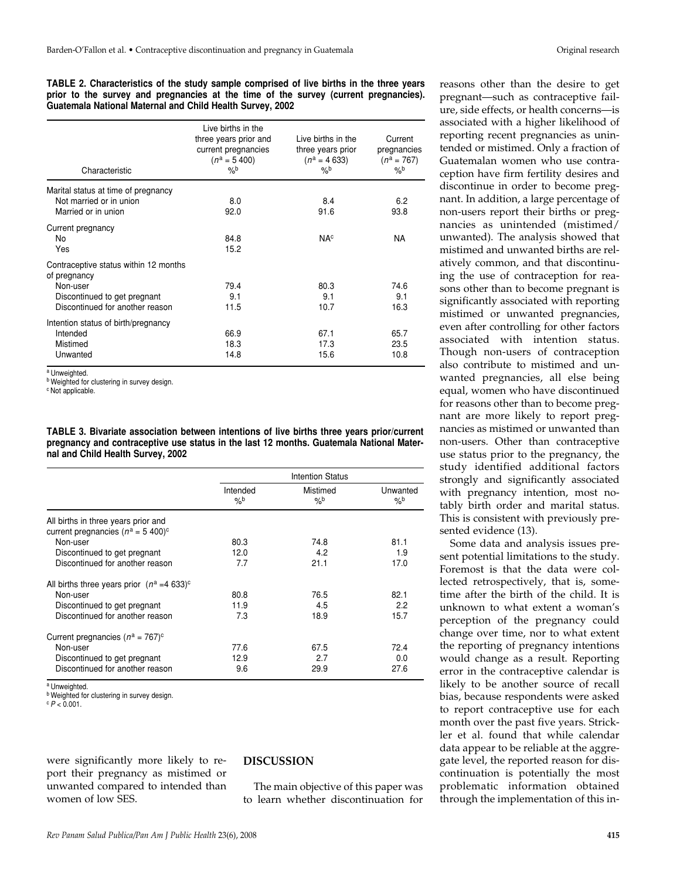**TABLE 2. Characteristics of the study sample comprised of live births in the three years prior to the survey and pregnancies at the time of the survey (current pregnancies). Guatemala National Maternal and Child Health Survey, 2002**

| Characteristic | Live births in the three years prior and current pregnancies ($n$[a] = 5 400) %[b] | Live births in the three years prior ($n$[a] = 4 633) %[b] | Current pregnancies ($n$[a] = 767) %[b] |
|---|---|---|---|
| Marital status at time of pregnancy | | | |
| Not married or in union | 8.0 | 8.4 | 6.2 |
| Married or in union | 92.0 | 91.6 | 93.8 |
| Current pregnancy | | | |
| No | 84.8 | NA[c] | NA |
| Yes | 15.2 | | |
| Contraceptive status within 12 months of pregnancy | | | |
| Non-user | 79.4 | 80.3 | 74.6 |
| Discontinued to get pregnant | 9.1 | 9.1 | 9.1 |
| Discontinued for another reason | 11.5 | 10.7 | 16.3 |
| Intention status of birth/pregnancy | | | |
| Intended | 66.9 | 67.1 | 65.7 |
| Mistimed | 18.3 | 17.3 | 23.5 |
| Unwanted | 14.8 | 15.6 | 10.8 |

[a] Unweighted.
[b] Weighted for clustering in survey design.
[c] Not applicable.

**TABLE 3. Bivariate association between intentions of live births three years prior/current pregnancy and contraceptive use status in the last 12 months. Guatemala National Maternal and Child Health Survey, 2002**

| | Intention Status | | |
|---|---|---|---|
| | Intended %[b] | Mistimed %[b] | Unwanted %[b] |
| All births in three years prior and current pregnancies ($n$[a] = 5 400)[c] | | | |
| Non-user | 80.3 | 74.8 | 81.1 |
| Discontinued to get pregnant | 12.0 | 4.2 | 1.9 |
| Discontinued for another reason | 7.7 | 21.1 | 17.0 |
| All births three years prior ($n$[a] =4 633)[c] | | | |
| Non-user | 80.8 | 76.5 | 82.1 |
| Discontinued to get pregnant | 11.9 | 4.5 | 2.2 |
| Discontinued for another reason | 7.3 | 18.9 | 15.7 |
| Current pregnancies ($n$[a] = 767)[c] | | | |
| Non-user | 77.6 | 67.5 | 72.4 |
| Discontinued to get pregnant | 12.9 | 2.7 | 0.0 |
| Discontinued for another reason | 9.6 | 29.9 | 27.6 |

[a] Unweighted.
[b] Weighted for clustering in survey design.
[c] $P < 0.001$.

were significantly more likely to report their pregnancy as mistimed or unwanted compared to intended than women of low SES.

## DISCUSSION

The main objective of this paper was to learn whether discontinuation for reasons other than the desire to get pregnant—such as contraceptive failure, side effects, or health concerns—is associated with a higher likelihood of reporting recent pregnancies as unintended or mistimed. Only a fraction of Guatemalan women who use contraception have firm fertility desires and discontinue in order to become pregnant. In addition, a large percentage of non-users report their births or pregnancies as unintended (mistimed/unwanted). The analysis showed that mistimed and unwanted births are relatively common, and that discontinuing the use of contraception for reasons other than to become pregnant is significantly associated with reporting mistimed or unwanted pregnancies, even after controlling for other factors associated with intention status. Though non-users of contraception also contribute to mistimed and unwanted pregnancies, all else being equal, women who have discontinued for reasons other than to become pregnant are more likely to report pregnancies as mistimed or unwanted than non-users. Other than contraceptive use status prior to the pregnancy, the study identified additional factors strongly and significantly associated with pregnancy intention, most notably birth order and marital status. This is consistent with previously presented evidence (13).

Some data and analysis issues present potential limitations to the study. Foremost is that the data were collected retrospectively, that is, sometime after the birth of the child. It is unknown to what extent a woman's perception of the pregnancy could change over time, nor to what extent the reporting of pregnancy intentions would change as a result. Reporting error in the contraceptive calendar is likely to be another source of recall bias, because respondents were asked to report contraceptive use for each month over the past five years. Strickler et al. found that while calendar data appear to be reliable at the aggregate level, the reported reason for discontinuation is potentially the most problematic information obtained through the implementation of this in-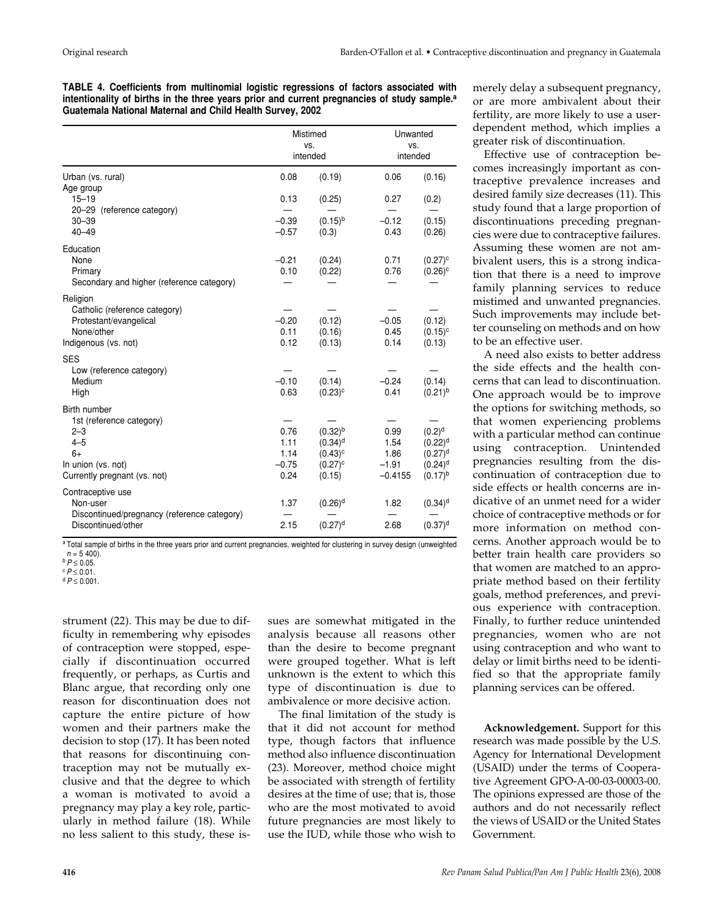**TABLE 4. Coefficients from multinomial logistic regressions of factors associated with intentionality of births in the three years prior and current pregnancies of study sample.[a] Guatemala National Maternal and Child Health Survey, 2002**

| | Mistimed vs. intended | | Unwanted vs. intended | |
|---|---|---|---|---|
| Urban (vs. rural) | 0.08 | (0.19) | 0.06 | (0.16) |
| Age group | | | | |
| 15–19 | 0.13 | (0.25) | 0.27 | (0.2) |
| 20–29 (reference category) | — | — | — | — |
| 30–39 | −0.39 | (0.15)[b] | −0.12 | (0.15) |
| 40–49 | −0.57 | (0.3) | 0.43 | (0.26) |
| Education | | | | |
| None | −0.21 | (0.24) | 0.71 | (0.27)[c] |
| Primary | 0.10 | (0.22) | 0.76 | (0.26)[c] |
| Secondary and higher (reference category) | — | — | — | — |
| Religion | | | | |
| Catholic (reference category) | — | — | — | — |
| Protestant/evangelical | −0.20 | (0.12) | −0.05 | (0.12) |
| None/other | 0.11 | (0.16) | 0.45 | (0.15)[c] |
| Indigenous (vs. not) | 0.12 | (0.13) | 0.14 | (0.13) |
| SES | | | | |
| Low (reference category) | — | — | — | — |
| Medium | −0.10 | (0.14) | −0.24 | (0.14) |
| High | 0.63 | (0.23)[c] | 0.41 | (0.21)[b] |
| Birth number | | | | |
| 1st (reference category) | — | — | — | — |
| 2–3 | 0.76 | (0.32)[b] | 0.99 | (0.2)[d] |
| 4–5 | 1.11 | (0.34)[d] | 1.54 | (0.22)[d] |
| 6+ | 1.14 | (0.43)[c] | 1.86 | (0.27)[d] |
| In union (vs. not) | −0.75 | (0.27)[c] | −1.91 | (0.24)[d] |
| Currently pregnant (vs. not) | 0.24 | (0.15) | −0.4155 | (0.17)[b] |
| Contraceptive use | | | | |
| Non-user | 1.37 | (0.26)[d] | 1.82 | (0.34)[d] |
| Discontinued/pregnancy (reference category) | — | — | — | — |
| Discontinued/other | 2.15 | (0.27)[d] | 2.68 | (0.37)[d] |

[a] Total sample of births in the three years prior and current pregnancies, weighted for clustering in survey design (unweighted $n$ = 5 400).
[b] $P \leq 0.05$.
[c] $P \leq 0.01$.
[d] $P \leq 0.001$.

strument (22). This may be due to difficulty in remembering why episodes of contraception were stopped, especially if discontinuation occurred frequently, or perhaps, as Curtis and Blanc argue, that recording only one reason for discontinuation does not capture the entire picture of how women and their partners make the decision to stop (17). It has been noted that reasons for discontinuing contraception may not be mutually exclusive and that the degree to which a woman is motivated to avoid a pregnancy may play a key role, particularly in method failure (18). While no less salient to this study, these issues are somewhat mitigated in the analysis because all reasons other than the desire to become pregnant were grouped together. What is left unknown is the extent to which this type of discontinuation is due to ambivalence or more decisive action.

The final limitation of the study is that it did not account for method type, though factors that influence method also influence discontinuation (23). Moreover, method choice might be associated with strength of fertility desires at the time of use; that is, those who are the most motivated to avoid future pregnancies are most likely to use the IUD, while those who wish to merely delay a subsequent pregnancy, or are more ambivalent about their fertility, are more likely to use a user-dependent method, which implies a greater risk of discontinuation.

Effective use of contraception becomes increasingly important as contraceptive prevalence increases and desired family size decreases (11). This study found that a large proportion of discontinuations preceding pregnancies were due to contraceptive failures. Assuming these women are not ambivalent users, this is a strong indication that there is a need to improve family planning services to reduce mistimed and unwanted pregnancies. Such improvements may include better counseling on methods and on how to be an effective user.

A need also exists to better address the side effects and the health concerns that can lead to discontinuation. One approach would be to improve the options for switching methods, so that women experiencing problems with a particular method can continue using contraception. Unintended pregnancies resulting from the discontinuation of contraception due to side effects or health concerns are indicative of an unmet need for a wider choice of contraceptive methods or for more information on method concerns. Another approach would be to better train health care providers so that women are matched to an appropriate method based on their fertility goals, method preferences, and previous experience with contraception. Finally, to further reduce unintended pregnancies, women who are not using contraception and who want to delay or limit births need to be identified so that the appropriate family planning services can be offered.

**Acknowledgement.** Support for this research was made possible by the U.S. Agency for International Development (USAID) under the terms of Cooperative Agreement GPO-A-00-03-00003-00. The opinions expressed are those of the authors and do not necessarily reflect the views of USAID or the United States Government.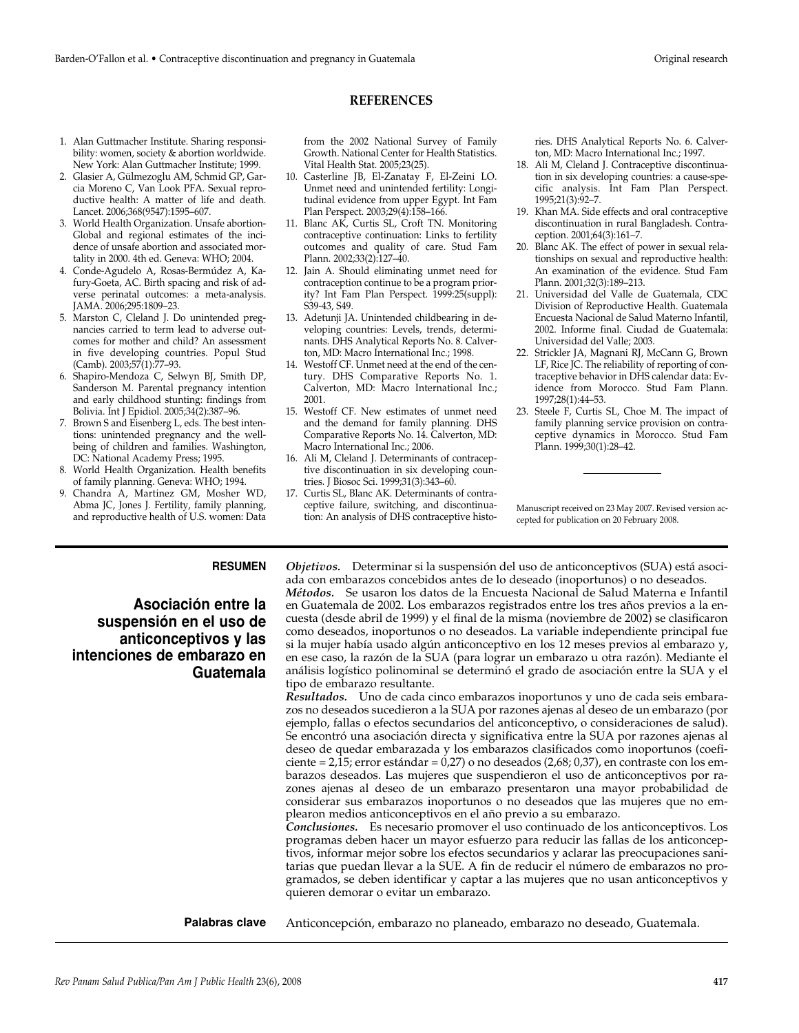## REFERENCES

1. Alan Guttmacher Institute. Sharing responsibility: women, society & abortion worldwide. New York: Alan Guttmacher Institute; 1999.
2. Glasier A, Gülmezoglu AM, Schmid GP, Garcia Moreno C, Van Look PFA. Sexual reproductive health: A matter of life and death. Lancet. 2006;368(9547):1595–607.
3. World Health Organization. Unsafe abortion-Global and regional estimates of the incidence of unsafe abortion and associated mortality in 2000. 4th ed. Geneva: WHO; 2004.
4. Conde-Agudelo A, Rosas-Bermúdez A, Kafury-Goeta, AC. Birth spacing and risk of adverse perinatal outcomes: a meta-analysis. JAMA. 2006;295:1809–23.
5. Marston C, Cleland J. Do unintended pregnancies carried to term lead to adverse outcomes for mother and child? An assessment in five developing countries. Popul Stud (Camb). 2003;57(1):77–93.
6. Shapiro-Mendoza C, Selwyn BJ, Smith DP, Sanderson M. Parental pregnancy intention and early childhood stunting: findings from Bolivia. Int J Epidiol. 2005;34(2):387–96.
7. Brown S and Eisenberg L, eds. The best intentions: unintended pregnancy and the well-being of children and families. Washington, DC: National Academy Press; 1995.
8. World Health Organization. Health benefits of family planning. Geneva: WHO; 1994.
9. Chandra A, Martinez GM, Mosher WD, Abma JC, Jones J. Fertility, family planning, and reproductive health of U.S. women: Data from the 2002 National Survey of Family Growth. National Center for Health Statistics. Vital Health Stat. 2005;23(25).
10. Casterline JB, El-Zanatay F, El-Zeini LO. Unmet need and unintended fertility: Longitudinal evidence from upper Egypt. Int Fam Plan Perspect. 2003;29(4):158–166.
11. Blanc AK, Curtis SL, Croft TN. Monitoring contraceptive continuation: Links to fertility outcomes and quality of care. Stud Fam Plann. 2002;33(2):127–40.
12. Jain A. Should eliminating unmet need for contraception continue to be a program priority? Int Fam Plan Perspect. 1999:25(suppl): S39-43, S49.
13. Adetunji JA. Unintended childbearing in developing countries: Levels, trends, determinants. DHS Analytical Reports No. 8. Calverton, MD: Macro International Inc.; 1998.
14. Westoff CF. Unmet need at the end of the century. DHS Comparative Reports No. 1. Calverton, MD: Macro International Inc.; 2001.
15. Westoff CF. New estimates of unmet need and the demand for family planning. DHS Comparative Reports No. 14. Calverton, MD: Macro International Inc.; 2006.
16. Ali M, Cleland J. Determinants of contraceptive discontinuation in six developing countries. J Biosoc Sci. 1999;31(3):343–60.
17. Curtis SL, Blanc AK. Determinants of contraceptive failure, switching, and discontinuation: An analysis of DHS contraceptive histories. DHS Analytical Reports No. 6. Calverton, MD: Macro International Inc.; 1997.
18. Ali M, Cleland J. Contraceptive discontinuation in six developing countries: a cause-specific analysis. Int Fam Plan Perspect. 1995;21(3):92–7.
19. Khan MA. Side effects and oral contraceptive discontinuation in rural Bangladesh. Contraception. 2001;64(3):161–7.
20. Blanc AK. The effect of power in sexual relationships on sexual and reproductive health: An examination of the evidence. Stud Fam Plann. 2001;32(3):189–213.
21. Universidad del Valle de Guatemala, CDC Division of Reproductive Health. Guatemala Encuesta Nacional de Salud Materno Infantil, 2002. Informe final. Ciudad de Guatemala: Universidad del Valle; 2003.
22. Strickler JA, Magnani RJ, McCann G, Brown LF, Rice JC. The reliability of reporting of contraceptive behavior in DHS calendar data: Evidence from Morocco. Stud Fam Plann. 1997;28(1):44–53.
23. Steele F, Curtis SL, Choe M. The impact of family planning service provision on contraceptive dynamics in Morocco. Stud Fam Plann. 1999;30(1):28–42.

Manuscript received on 23 May 2007. Revised version accepted for publication on 20 February 2008.

---

**RESUMEN**

## Asociación entre la suspensión en el uso de anticonceptivos y las intenciones de embarazo en Guatemala

***Objetivos.*** Determinar si la suspensión del uso de anticonceptivos (SUA) está asociada con embarazos concebidos antes de lo deseado (inoportunos) o no deseados.

***Métodos.*** Se usaron los datos de la Encuesta Nacional de Salud Materna e Infantil en Guatemala de 2002. Los embarazos registrados entre los tres años previos a la encuesta (desde abril de 1999) y el final de la misma (noviembre de 2002) se clasificaron como deseados, inoportunos o no deseados. La variable independiente principal fue si la mujer había usado algún anticonceptivo en los 12 meses previos al embarazo y, en ese caso, la razón de la SUA (para lograr un embarazo u otra razón). Mediante el análisis logístico polinominal se determinó el grado de asociación entre la SUA y el tipo de embarazo resultante.

***Resultados.*** Uno de cada cinco embarazos inoportunos y uno de cada seis embarazos no deseados sucedieron a la SUA por razones ajenas al deseo de un embarazo (por ejemplo, fallas o efectos secundarios del anticonceptivo, o consideraciones de salud). Se encontró una asociación directa y significativa entre la SUA por razones ajenas al deseo de quedar embarazada y los embarazos clasificados como inoportunos (coeficiente = 2,15; error estándar = 0,27) o no deseados (2,68; 0,37), en contraste con los embarazos deseados. Las mujeres que suspendieron el uso de anticonceptivos por razones ajenas al deseo de un embarazo presentaron una mayor probabilidad de considerar sus embarazos inoportunos o no deseados que las mujeres que no emplearon medios anticonceptivos en el año previo a su embarazo.

***Conclusiones.*** Es necesario promover el uso continuado de los anticonceptivos. Los programas deben hacer un mayor esfuerzo para reducir las fallas de los anticonceptivos, informar mejor sobre los efectos secundarios y aclarar las preocupaciones sanitarias que puedan llevar a la SUE. A fin de reducir el número de embarazos no programados, se deben identificar y captar a las mujeres que no usan anticonceptivos y quieren demorar o evitar un embarazo.

**Palabras clave** Anticoncepción, embarazo no planeado, embarazo no deseado, Guatemala.